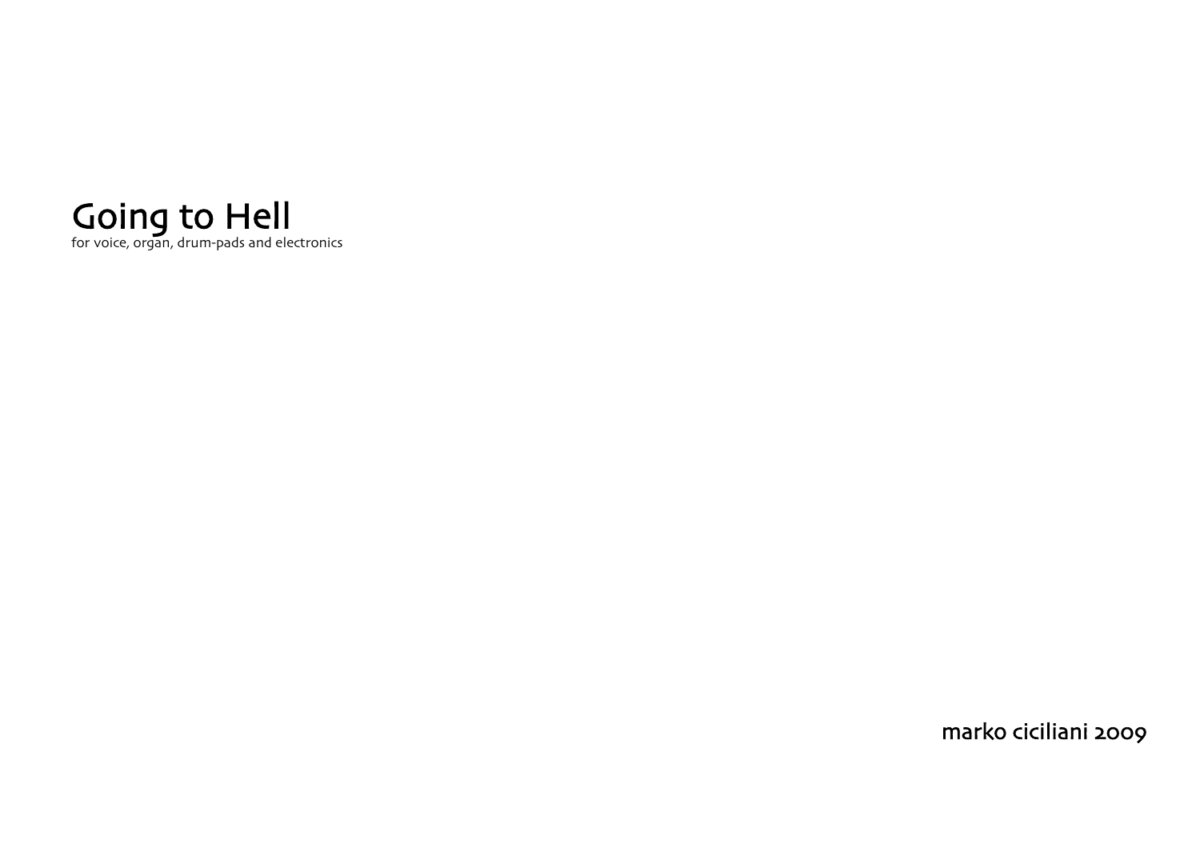# Going to Hell

for voice, organ, drum-pads and electronics

marko ciciliani 2009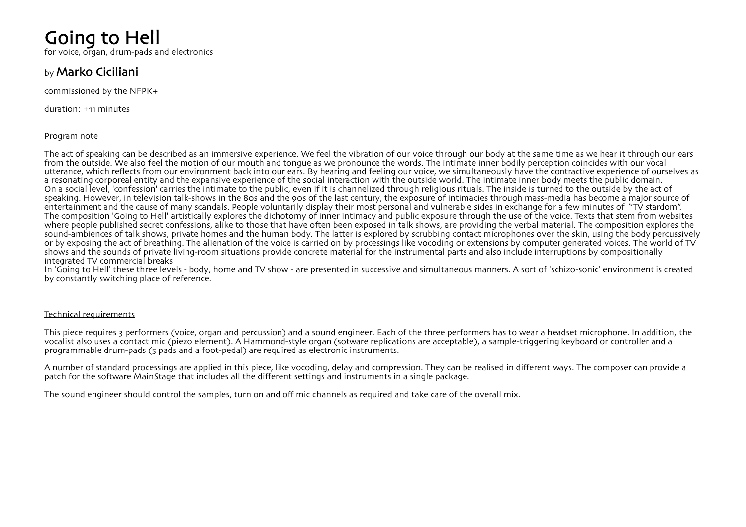# Going to Hell

for voice, organ, drum-pads and electronics

by **Marko Ciciliani**

commissioned by the NFPK+

duration: ±11 minutes

<u>Program note</u>

The act of speaking can be described as an immersive experience. We feel the vibration of our voice through our body at the same time as we hear it through our ears from the outside. We also feel the motion of our mouth and tongue as we pronounce the words. The intimate inner bodily perception coincides with our vocal utterance, which reflects from our environment back into our ears. By hearing and feeling our voice, we simultaneously have the contractive experience of ourselves as a resonating corporeal entity and the expansive experience of the social interaction with the outside world. The intimate inner body meets the public domain.
On a social level, 'confession' carries the intimate to the public, even if it is channelized through religious rituals. The inside is turned to the outside by the act of speaking. However, in television talk-shows in the 80s and the 90s of the last century, the exposure of intimacies through mass-media has become a major source of entertainment and the cause of many scandals. People voluntarily display their most personal and vulnerable sides in exchange for a few minutes of "TV stardom".
The composition 'Going to Hell' artistically explores the dichotomy of inner intimacy and public exposure through the use of the voice. Texts that stem from websites where people published secret confessions, alike to those that have often been exposed in talk shows, are providing the verbal material. The composition explores the sound-ambiences of talk shows, private homes and the human body. The latter is explored by scrubbing contact microphones over the skin, using the body percussively or by exposing the act of breathing. The alienation of the voice is carried on by processings like vocoding or extensions by computer generated voices. The world of TV shows and the sounds of private living-room situations provide concrete material for the instrumental parts and also include interruptions by compositionally integrated TV commercial breaks
In 'Going to Hell' these three levels - body, home and TV show - are presented in successive and simultaneous manners. A sort of 'schizo-sonic' environment is created by constantly switching place of reference.

<u>Technical requirements</u>

This piece requires 3 performers (voice, organ and percussion) and a sound engineer. Each of the three performers has to wear a headset microphone. In addition, the vocalist also uses a contact mic (piezo element). A Hammond-style organ (sotware replications are acceptable), a sample-triggering keyboard or controller and a programmable drum-pads (5 pads and a foot-pedal) are required as electronic instruments.

A number of standard processings are applied in this piece, like vocoding, delay and compression. They can be realised in different ways. The composer can provide a patch for the software MainStage that includes all the different settings and instruments in a single package.

The sound engineer should control the samples, turn on and off mic channels as required and take care of the overall mix.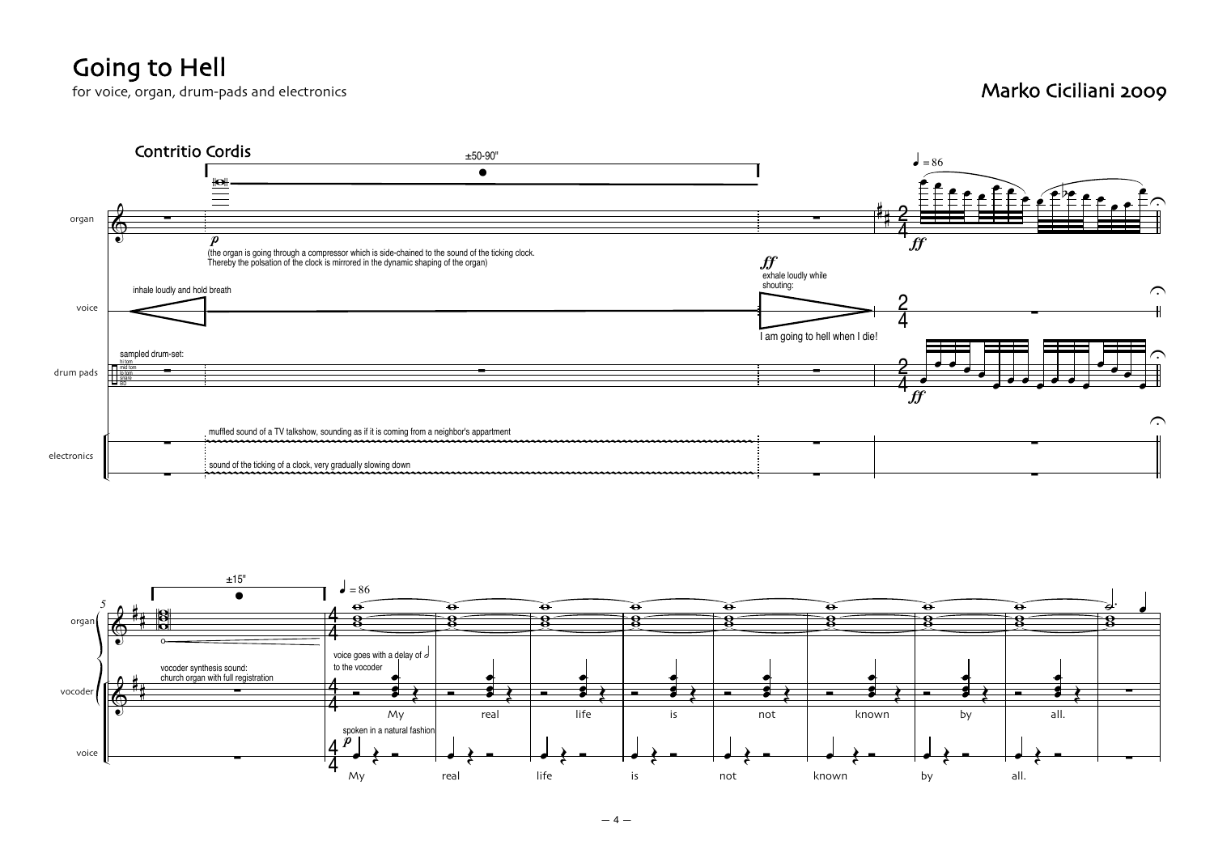# Going to Hell

for voice, organ, drum-pads and electronics

Marko Ciciliani 2009

## Contritio Cordis

±50-90"

♩ = 86

organ

*p*

(the organ is going through a compressor which is side-chained to the sound of the ticking clock. Thereby the polsation of the clock is mirrored in the dynamic shaping of the organ)

*ff*

voice

inhale loudly and hold breath

*ff*

exhale loudly while shouting:

I am going to hell when I die!

drum pads

sampled drum-set:

hi tom
mid tom
lo tom
snare
BD

*ff*

electronics

muffled sound of a TV talkshow, sounding as if it is coming from a neighbor's appartment

sound of the ticking of a clock, very gradually slowing down

5

±15"

♩ = 86

organ

vocoder

vocoder synthesis sound: church organ with full registration

voice goes with a delay of 𝅗𝅥 to the vocoder

My real life is not known by all.

voice

spoken in a natural fashion

*p*

My real life is not known by all.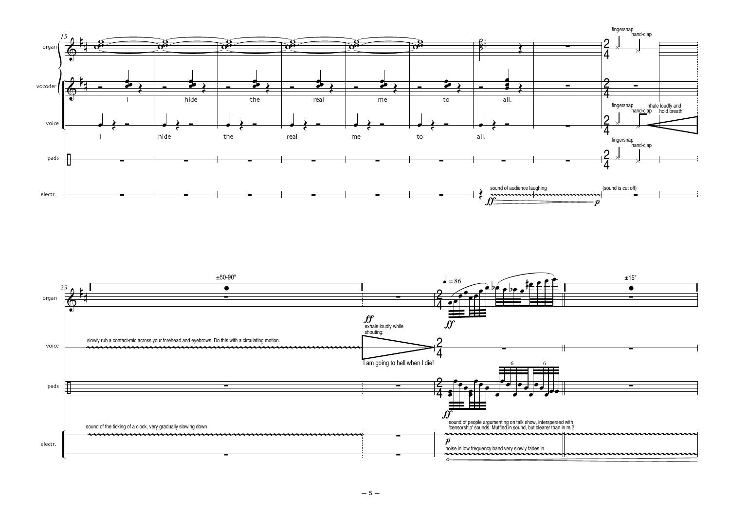15

organ

vocoder

I hide the real me to all.

voice

I hide the real me to all.

pads

electr.

sound of audience laughing

*ff* *p*

(sound is cut off)

fingersnap hand-clap

fingersnap hand-clap inhale loudly and hold breath

fingersnap hand-clap

25

±50-90"

organ

voice

slowly rub a contact-mic across your forehead and eyebrows. Do this with a circulating motion.

*ff* exhale loudly while shouting:

I am going to hell when I die!

pads

electr.

sound of the ticking of a clock, very gradually slowing down

♩ = 86

*ff*

*ff*

sound of people argumentating on talk show, interspersed with 'censorship' sounds. Muffled in sound, but clearer than in m.2

*p*

noise in low frequency band very slowly fades in

±15"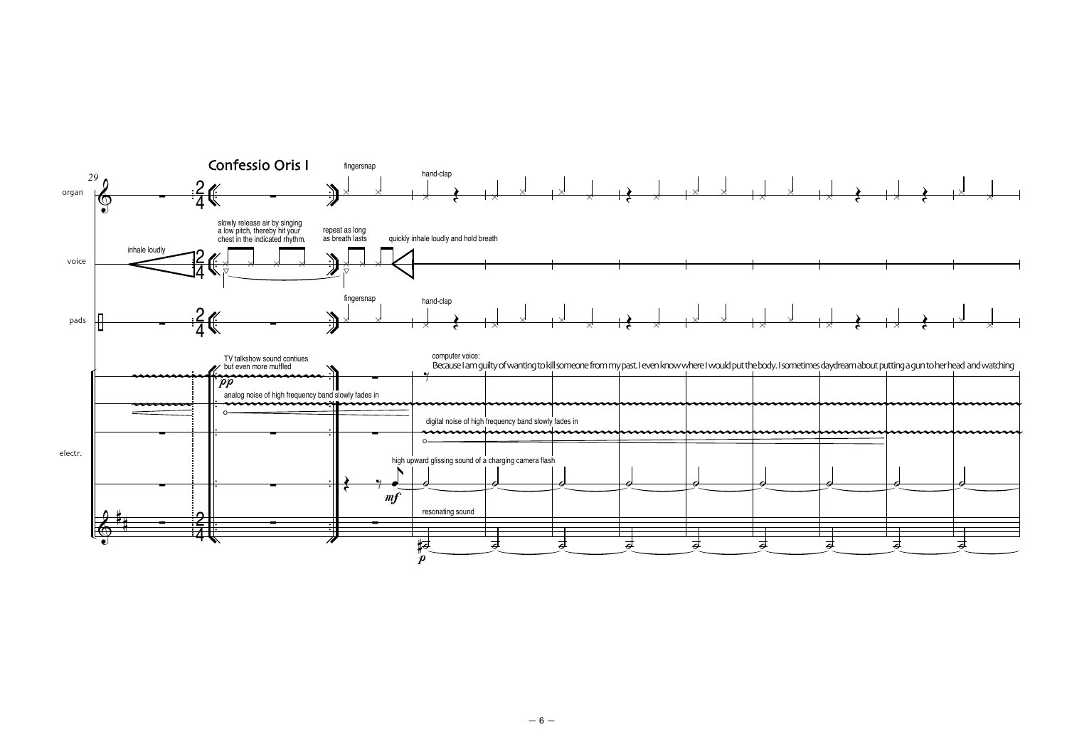## Confessio Oris I

29

organ

voice

pads

electr.

inhale loudly

slowly release air by singing a low pitch, thereby hit your chest in the indicated rhythm.

repeat as long as breath lasts

quickly inhale loudly and hold breath

fingersnap

hand-clap

TV talkshow sound contiues but even more muffled

*pp*

analog noise of high frequency band slowly fades in

computer voice:
Because I am guilty of wanting to kill someone from my past. I even know where I would put the body. I sometimes daydream about putting a gun to her head and watching

digital noise of high frequency band slowly fades in

high upward glissing sound of a charging camera flash

*mf*

resonating sound

*p*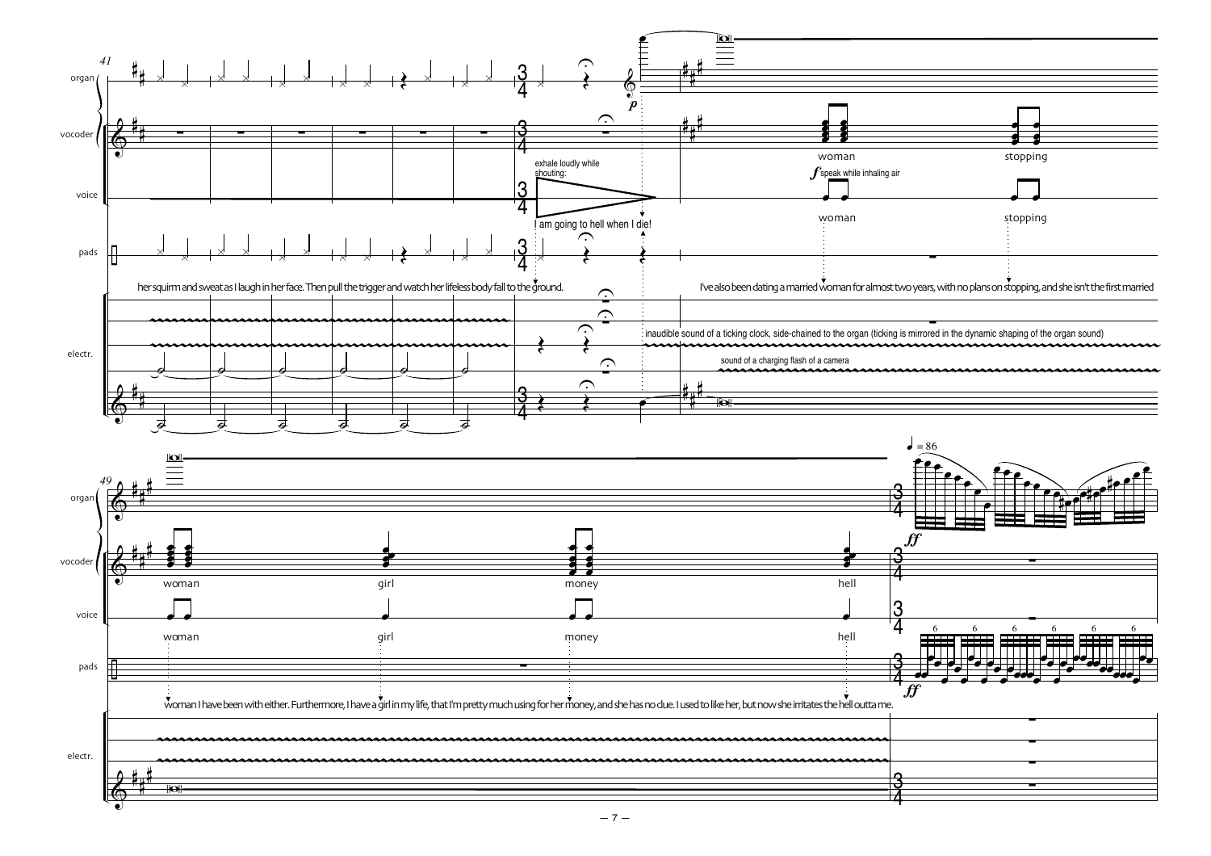41

organ

vocoder

voice

pads

electr.

exhale loudly while shouting:

I am going to hell when I die!

*p*

her squirm and sweat as I laugh in her face. Then pull the trigger and watch her lifeless body fall to the ground.

woman

stopping

*f* speak while inhaling air

woman

stopping

I've also been dating a married woman for almost two years, with no plans on stopping, and she isn't the first married

inaudible sound of a ticking clock, side-chained to the organ (ticking is mirrored in the dynamic shaping of the organ sound)

sound of a charging flash of a camera

49

organ

vocoder

voice

pads

electr.

♩ = 86

*ff*

woman

girl

money

hell

woman

girl

money

hell

*ff*

woman I have been with either. Furthermore, I have a girl in my life, that I'm pretty much using for her money, and she has no clue. I used to like her, but now she irritates the hell outta me.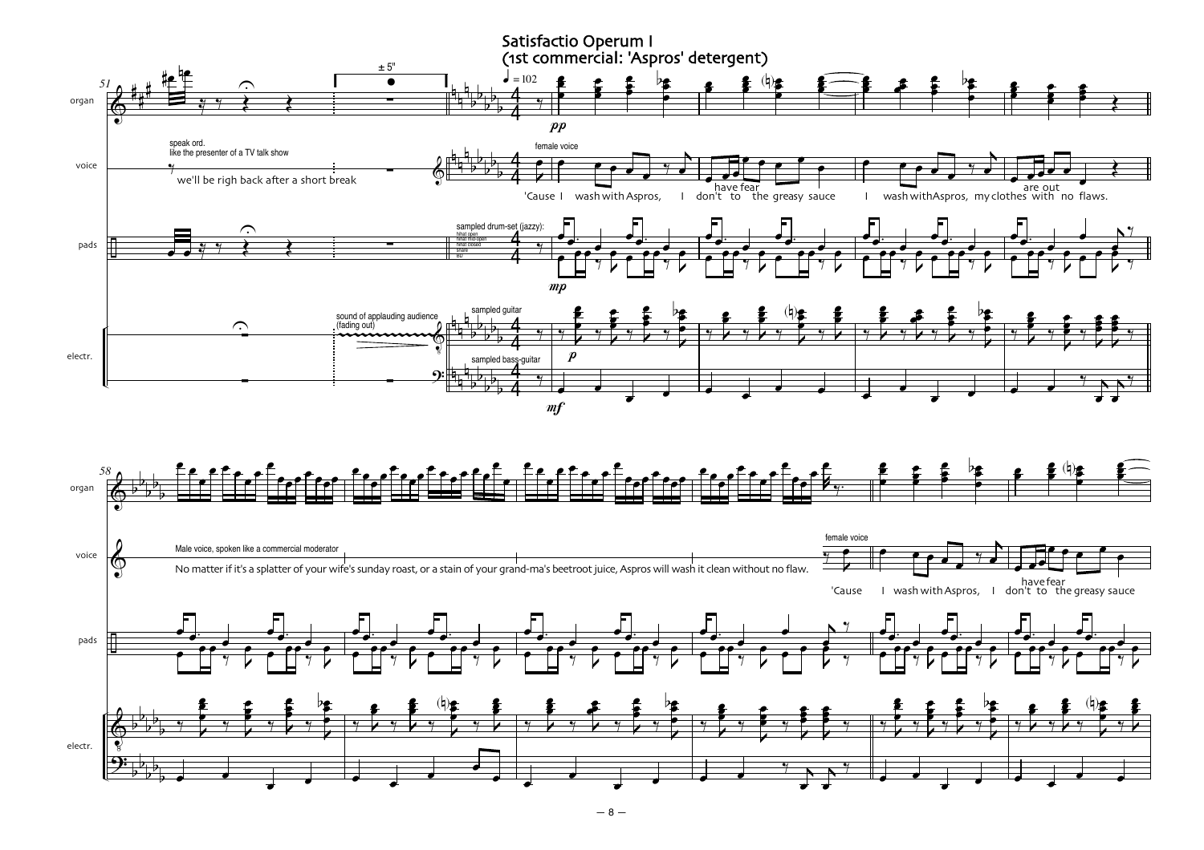# Satisfactio Operum I
## (1st commercial: 'Aspros' detergent)

♩ = 102

organ

voice

pads

electr.

± 5"

*pp*

speak ord.
like the presenter of a TV talk show

we'll be righ back after a short break

female voice

'Cause I wash with Aspros, I don't to the greasy sauce I wash with Aspros, my clothes with no flaws.

have fear

are out

sampled drum-set (jazzy):
hihat open
hihat mid-open
hihat closed
snare
BD

*mp*

sound of applauding audience
(fading out)

sampled guitar

*p*

sampled bass-guitar

*mf*

Male voice, spoken like a commercial moderator

No matter if it's a splatter of your wife's sunday roast, or a stain of your grand-ma's beetroot juice, Aspros will wash it clean without no flaw.

female voice

'Cause I wash with Aspros, I don't to the greasy sauce

have fear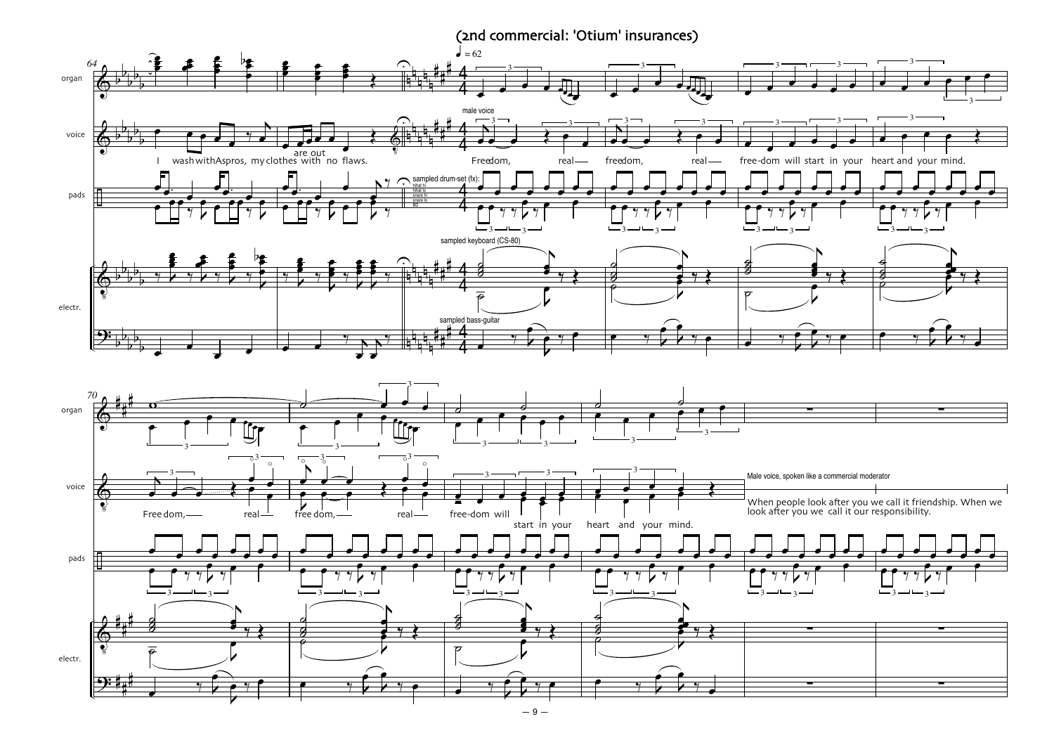## (2nd commercial: 'Otium' insurances)

organ · voice · pads · electr.

♩ = 62

I wash with Aspros, my clothes are out with no flaws.

male voice

Freedom, real — freedom, real — free-dom will start in your heart and your mind.

sampled drum-set (fx): hihat hi, hihat lo, snare hi, snare lo, BD

sampled keyboard (CS-80)

sampled bass-guitar

Free dom, — real — free dom, — real — free-dom will start in your heart and your mind.

Male voice, spoken like a commercial moderator

When people look after you we call it friendship. When we look after you we call it our responsibility.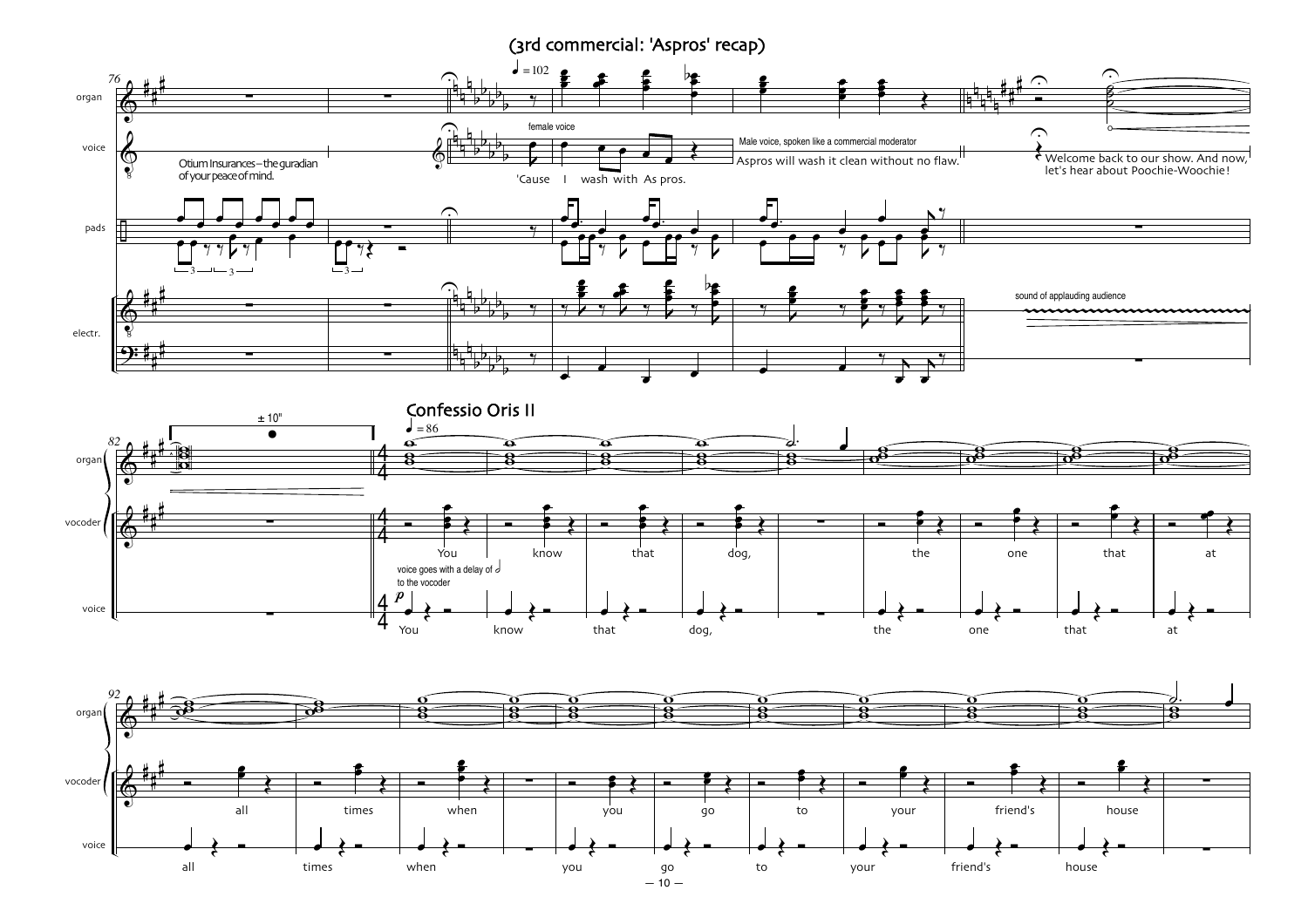## (3rd commercial: 'Aspros' recap)

organ / voice / pads / electr.

Otium Insurances – the guradian of your peace of mind.

female voice: 'Cause I wash with As pros.

Male voice, spoken like a commercial moderator: Aspros will wash it clean without no flaw.

Welcome back to our show. And now, let's hear about Poochie-Woochie!

sound of applauding audience

± 10"

## Confessio Oris II

organ / vocoder / voice

voice goes with a delay of 𝅗𝅥 to the vocoder

You know that dog, the one that at all times when you go to your friend's house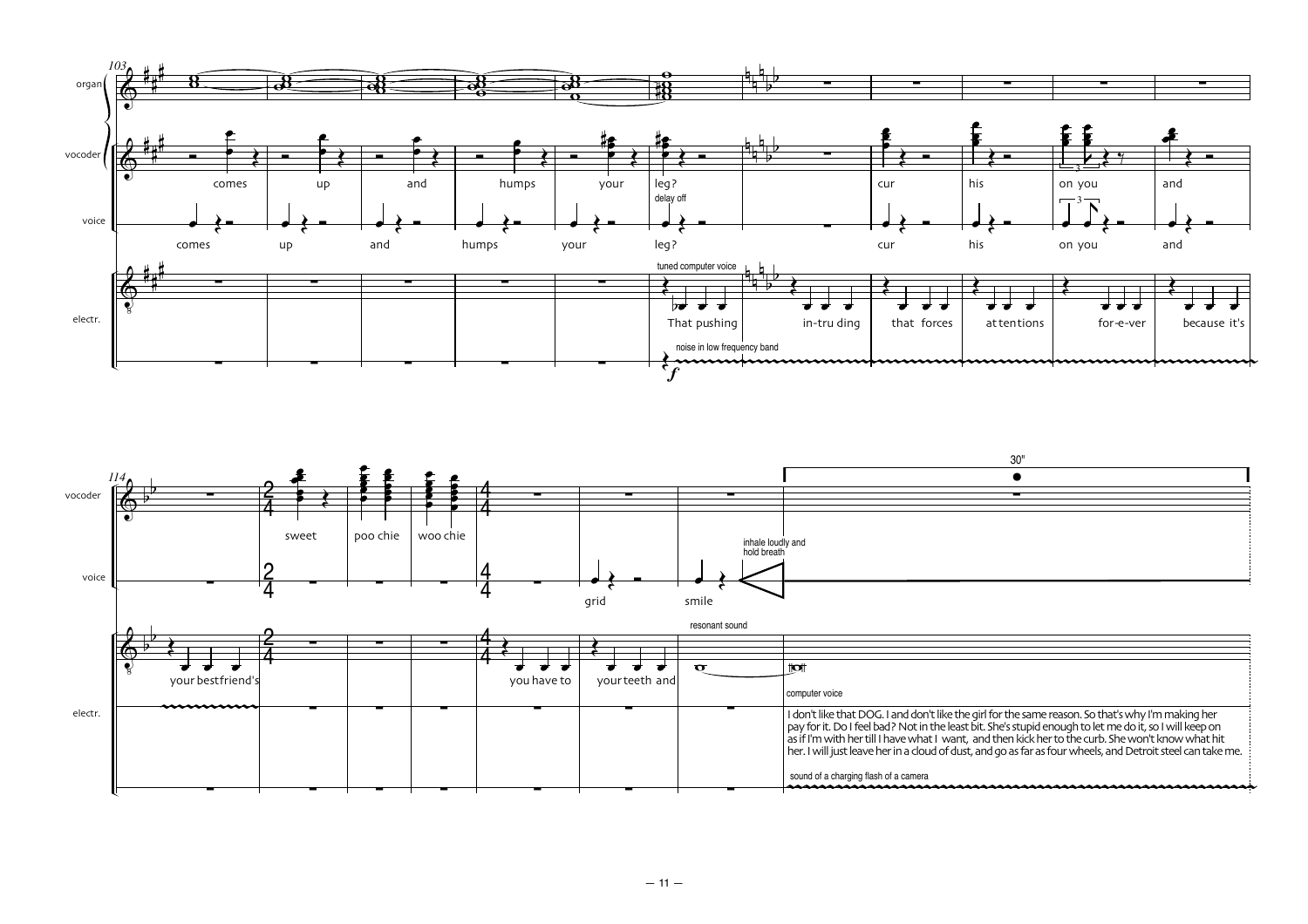103

organ

vocoder: comes up and humps your leg?

delay off

voice: comes up and humps your leg?

tuned computer voice

electr.: That pushing in-tru ding that forces attentions for-e-ver because it's

noise in low frequency band

*f*

vocoder: cur his on you and

voice: cur his on you and

114

vocoder: sweet poo chie woo chie

30"

voice: grid smile

inhale loudly and hold breath

electr.: your best friend's you have to your teeth and

resonant sound

computer voice

I don't like that DOG. I and don't like the girl for the same reason. So that's why I'm making her pay for it. Do I feel bad? Not in the least bit. She's stupid enough to let me do it, so I will keep on as if I'm with her till I have what I want, and then kick her to the curb. She won't know what hit her. I will just leave her in a cloud of dust, and go as far as four wheels, and Detroit steel can take me.

sound of a charging flash of a camera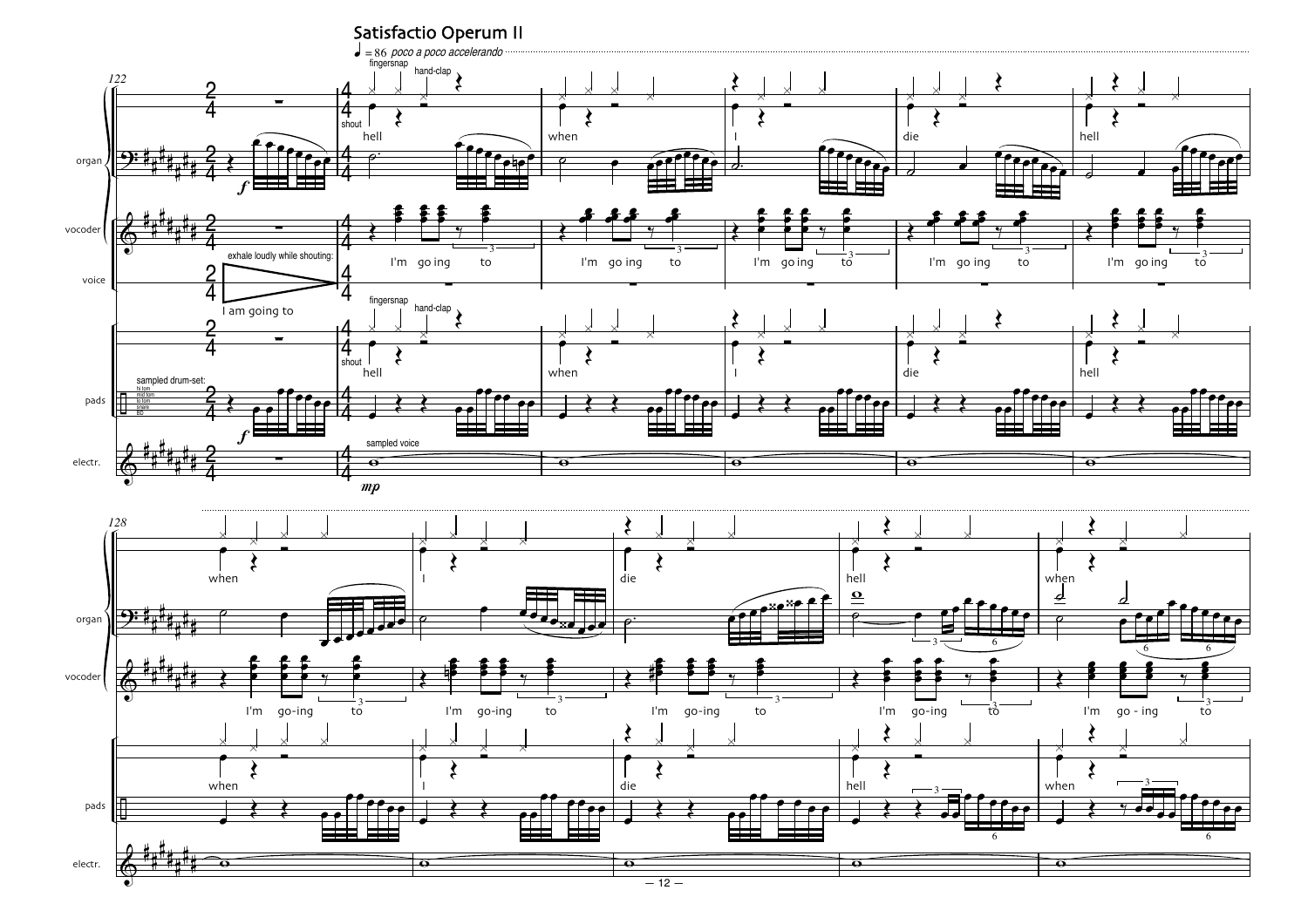# Satisfactio Operum II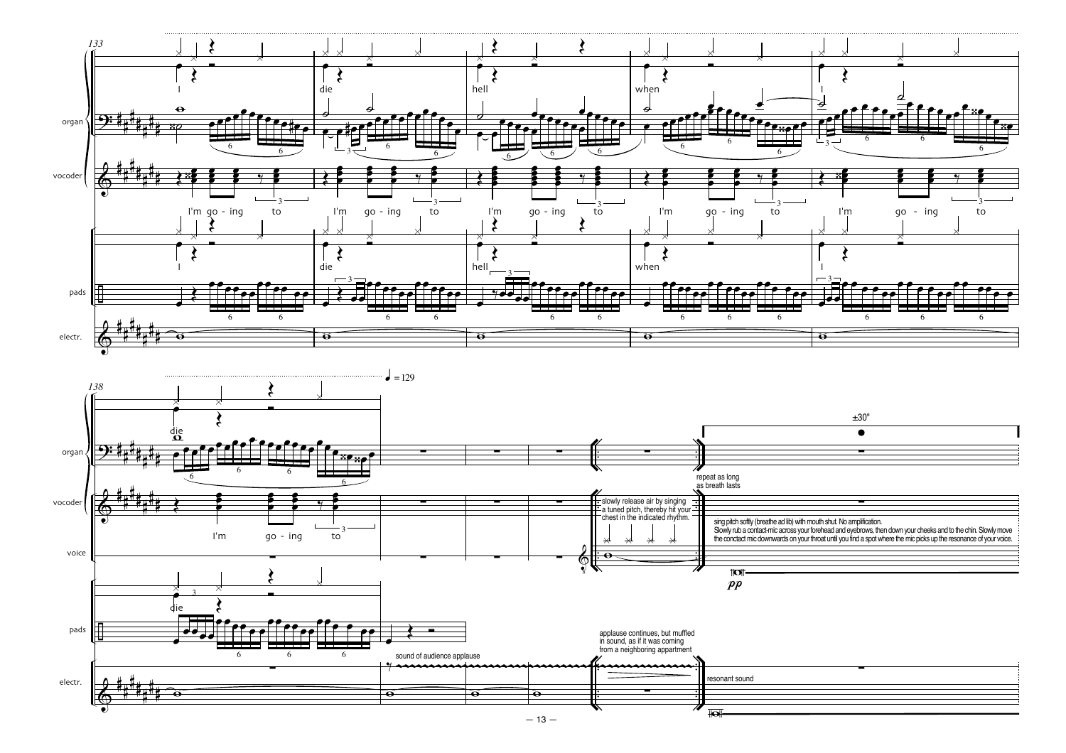133

organ

vocoder

I'm go - ing to I'm go - ing to I'm go - ing to I'm go - ing to I'm go - ing to

I die hell when I

pads

electr.

138

♩ = 129

die

I'm go - ing to

voice

slowly release air by singing a tuned pitch, thereby hit your chest in the indicated rhythm.

repeat as long as breath lasts

±30"

sing pitch softly (breathe ad lib) with mouth shut. No amplification.
Slowly rub a contact-mic across your forehead and eyebrows, then down your cheeks and to the chin. Slowly move the conctact mic downwards on your throat until you find a spot where the mic picks up the resonance of your voice.

*pp*

sound of audience applause

applause continues, but muffled in sound, as if it was coming from a neighboring appartment

resonant sound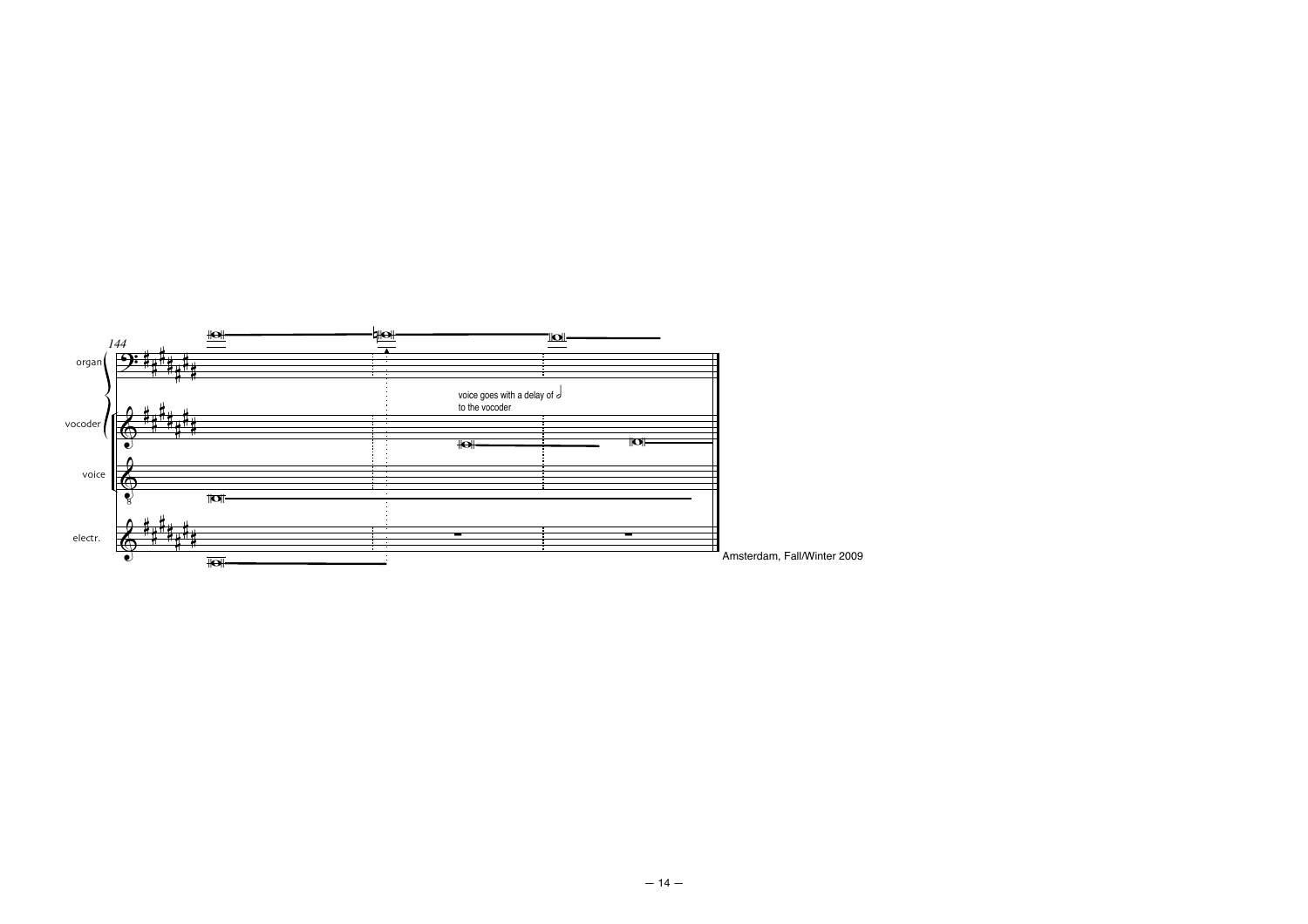144

organ

vocoder

voice

electr.

voice goes with a delay of 𝅗𝅥 to the vocoder

Amsterdam, Fall/Winter 2009